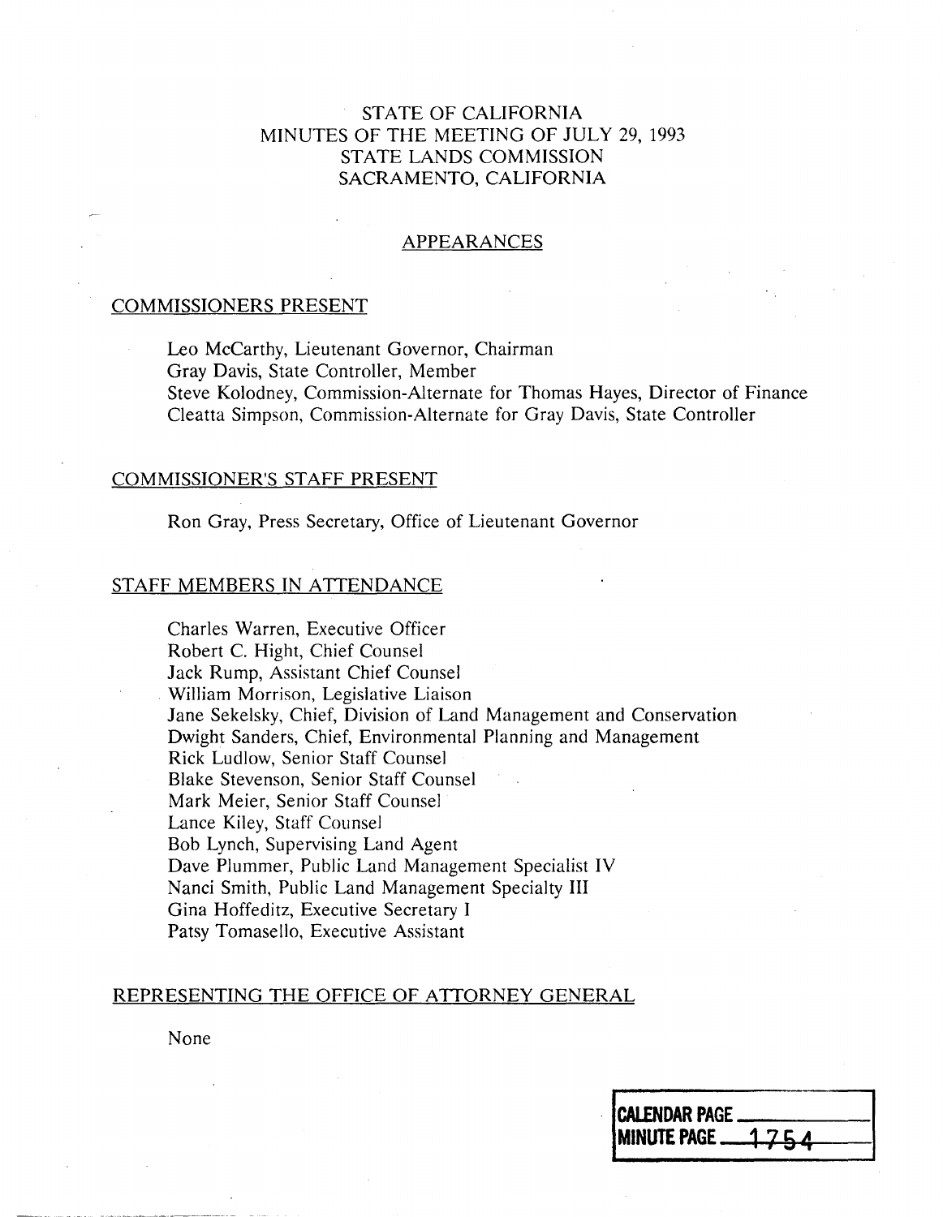# STATE OF CALIFORNIA
# MINUTES OF THE MEETING OF JULY 29, 1993
# STATE LANDS COMMISSION
# SACRAMENTO, CALIFORNIA

## APPEARANCES

### COMMISSIONERS PRESENT

Leo McCarthy, Lieutenant Governor, Chairman
Gray Davis, State Controller, Member
Steve Kolodney, Commission-Alternate for Thomas Hayes, Director of Finance
Cleatta Simpson, Commission-Alternate for Gray Davis, State Controller

### COMMISSIONER'S STAFF PRESENT

Ron Gray, Press Secretary, Office of Lieutenant Governor

### STAFF MEMBERS IN ATTENDANCE

Charles Warren, Executive Officer
Robert C. Hight, Chief Counsel
Jack Rump, Assistant Chief Counsel
William Morrison, Legislative Liaison
Jane Sekelsky, Chief, Division of Land Management and Conservation
Dwight Sanders, Chief, Environmental Planning and Management
Rick Ludlow, Senior Staff Counsel
Blake Stevenson, Senior Staff Counsel
Mark Meier, Senior Staff Counsel
Lance Kiley, Staff Counsel
Bob Lynch, Supervising Land Agent
Dave Plummer, Public Land Management Specialist IV
Nanci Smith, Public Land Management Specialty III
Gina Hoffeditz, Executive Secretary I
Patsy Tomasello, Executive Assistant

### REPRESENTING THE OFFICE OF ATTORNEY GENERAL

None

CALENDAR PAGE
MINUTE PAGE 1754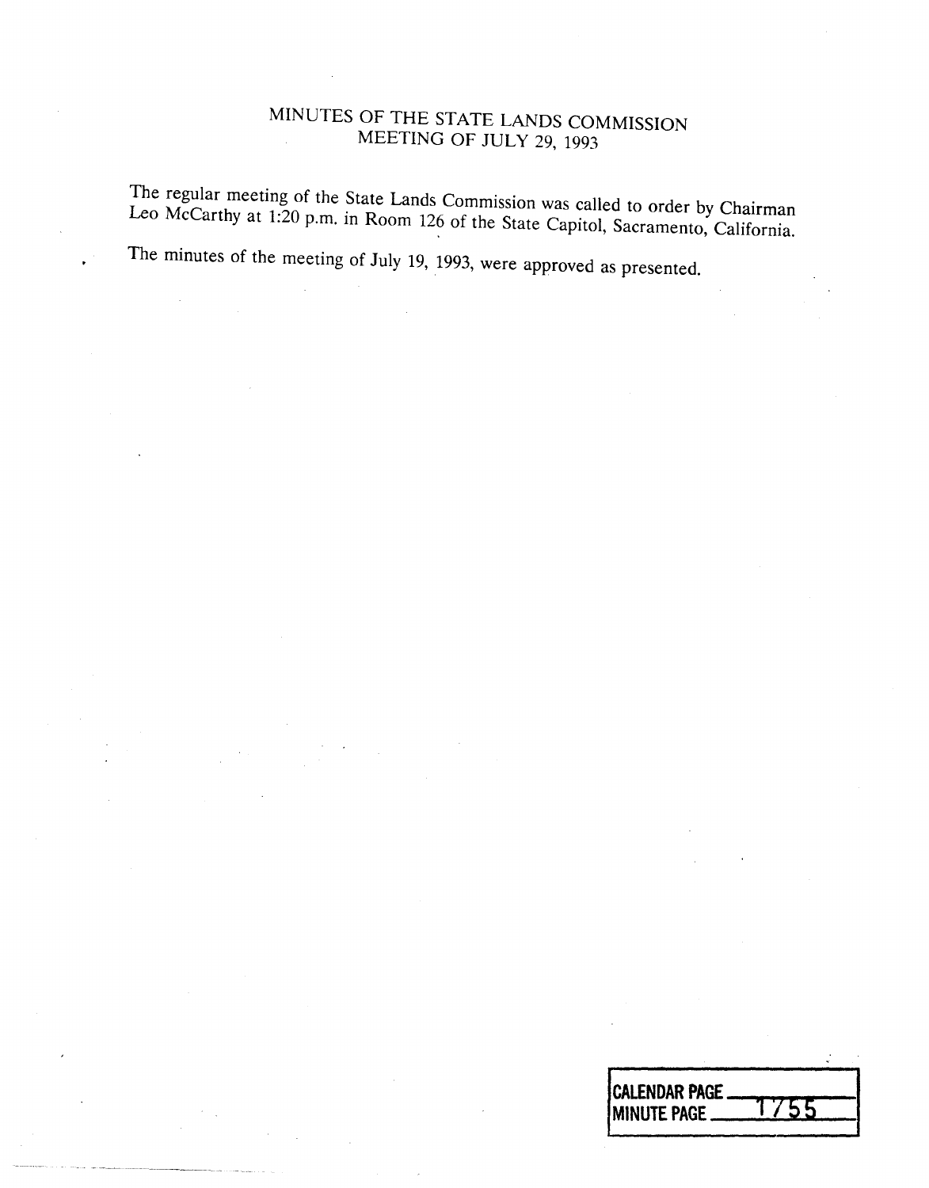# MINUTES OF THE STATE LANDS COMMISSION
## MEETING OF JULY 29, 1993

The regular meeting of the State Lands Commission was called to order by Chairman Leo McCarthy at 1:20 p.m. in Room 126 of the State Capitol, Sacramento, California.

The minutes of the meeting of July 19, 1993, were approved as presented.

CALENDAR PAGE
MINUTE PAGE 1755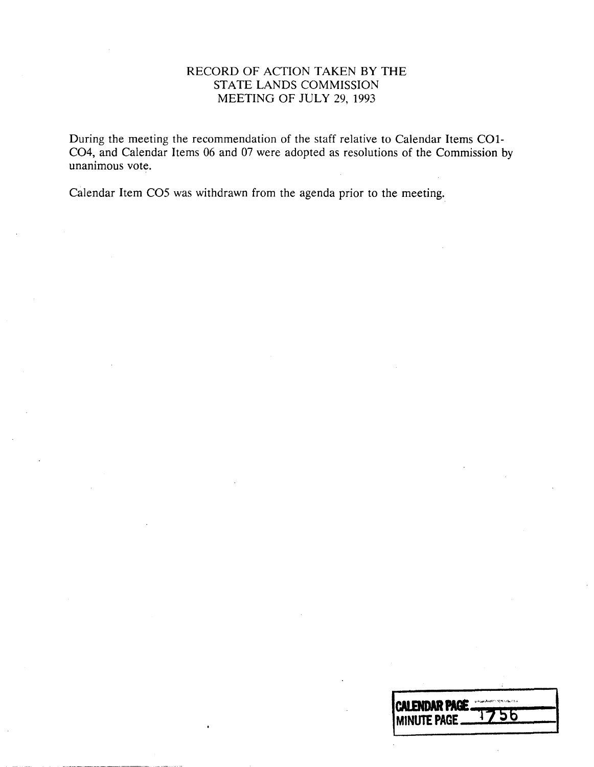# RECORD OF ACTION TAKEN BY THE STATE LANDS COMMISSION MEETING OF JULY 29, 1993

During the meeting the recommendation of the staff relative to Calendar Items CO1-CO4, and Calendar Items 06 and 07 were adopted as resolutions of the Commission by unanimous vote.

Calendar Item CO5 was withdrawn from the agenda prior to the meeting.

CALENDAR PAGE

MINUTE PAGE 1756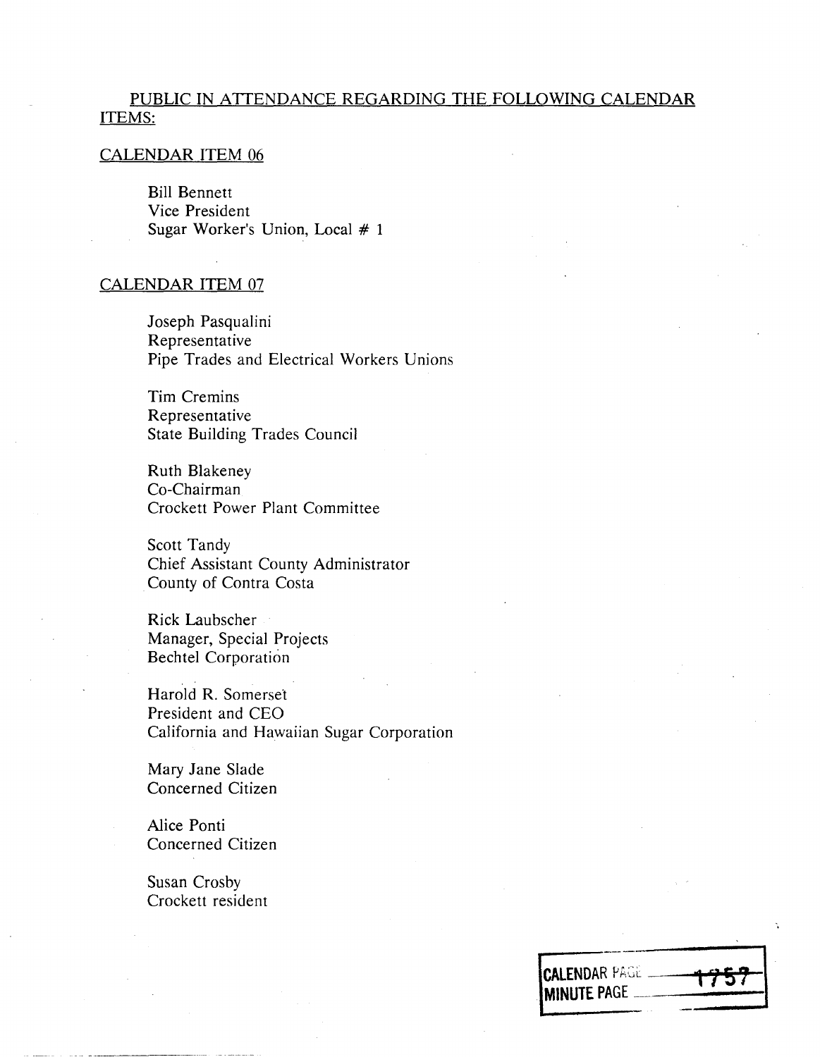PUBLIC IN ATTENDANCE REGARDING THE FOLLOWING CALENDAR ITEMS:

CALENDAR ITEM 06

Bill Bennett
Vice President
Sugar Worker's Union, Local # 1

CALENDAR ITEM 07

Joseph Pasqualini
Representative
Pipe Trades and Electrical Workers Unions

Tim Cremins
Representative
State Building Trades Council

Ruth Blakeney
Co-Chairman
Crockett Power Plant Committee

Scott Tandy
Chief Assistant County Administrator
County of Contra Costa

Rick Laubscher
Manager, Special Projects
Bechtel Corporation

Harold R. Somerset
President and CEO
California and Hawaiian Sugar Corporation

Mary Jane Slade
Concerned Citizen

Alice Ponti
Concerned Citizen

Susan Crosby
Crockett resident

CALENDAR PAGE
MINUTE PAGE 1757